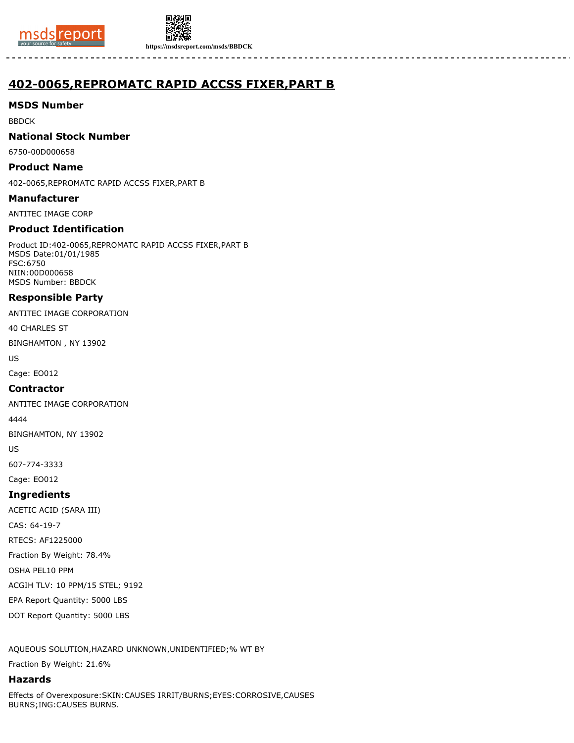# 402-0065,REPROMATC RAPID ACCSS FIXER,PART B

## MSDS Number

BBDCK

## National Stock Number

6750-00D000658

## Product Name

402-0065,REPROMATC RAPID ACCSS FIXER,PART B

## Manufacturer

ANTITEC IMAGE CORP

## Product Identification

Product ID:402-0065,REPROMATC RAPID ACCSS FIXER,PART B
MSDS Date:01/01/1985
FSC:6750
NIIN:00D000658
MSDS Number: BBDCK

## Responsible Party

ANTITEC IMAGE CORPORATION

40 CHARLES ST

BINGHAMTON , NY 13902

US

Cage: EO012

## Contractor

ANTITEC IMAGE CORPORATION

4444

BINGHAMTON, NY 13902

US

607-774-3333

Cage: EO012

## Ingredients

ACETIC ACID (SARA III)

CAS: 64-19-7

RTECS: AF1225000

Fraction By Weight: 78.4%

OSHA PEL10 PPM

ACGIH TLV: 10 PPM/15 STEL; 9192

EPA Report Quantity: 5000 LBS

DOT Report Quantity: 5000 LBS

AQUEOUS SOLUTION,HAZARD UNKNOWN,UNIDENTIFIED;% WT BY

Fraction By Weight: 21.6%

## Hazards

Effects of Overexposure:SKIN:CAUSES IRRIT/BURNS;EYES:CORROSIVE,CAUSES BURNS;ING:CAUSES BURNS.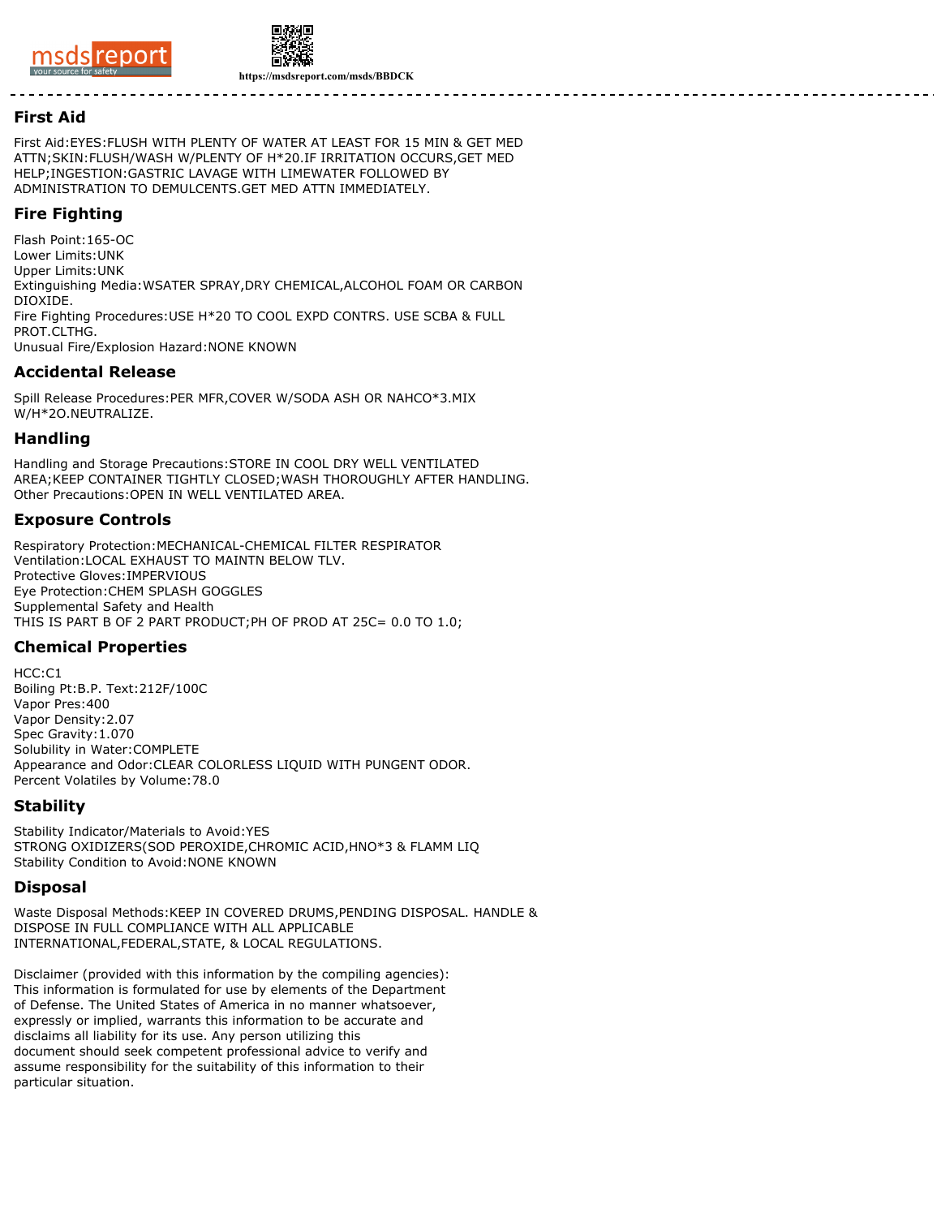## First Aid

First Aid:EYES:FLUSH WITH PLENTY OF WATER AT LEAST FOR 15 MIN & GET MED ATTN;SKIN:FLUSH/WASH W/PLENTY OF H*20.IF IRRITATION OCCURS,GET MED HELP;INGESTION:GASTRIC LAVAGE WITH LIMEWATER FOLLOWED BY ADMINISTRATION TO DEMULCENTS.GET MED ATTN IMMEDIATELY.

## Fire Fighting

Flash Point:165-OC
Lower Limits:UNK
Upper Limits:UNK
Extinguishing Media:WSATER SPRAY,DRY CHEMICAL,ALCOHOL FOAM OR CARBON DIOXIDE.
Fire Fighting Procedures:USE H*20 TO COOL EXPD CONTRS. USE SCBA & FULL PROT.CLTHG.
Unusual Fire/Explosion Hazard:NONE KNOWN

## Accidental Release

Spill Release Procedures:PER MFR,COVER W/SODA ASH OR NAHCO*3.MIX W/H*2O.NEUTRALIZE.

## Handling

Handling and Storage Precautions:STORE IN COOL DRY WELL VENTILATED AREA;KEEP CONTAINER TIGHTLY CLOSED;WASH THOROUGHLY AFTER HANDLING.
Other Precautions:OPEN IN WELL VENTILATED AREA.

## Exposure Controls

Respiratory Protection:MECHANICAL-CHEMICAL FILTER RESPIRATOR
Ventilation:LOCAL EXHAUST TO MAINTN BELOW TLV.
Protective Gloves:IMPERVIOUS
Eye Protection:CHEM SPLASH GOGGLES
Supplemental Safety and Health
THIS IS PART B OF 2 PART PRODUCT;PH OF PROD AT 25C= 0.0 TO 1.0;

## Chemical Properties

HCC:C1
Boiling Pt:B.P. Text:212F/100C
Vapor Pres:400
Vapor Density:2.07
Spec Gravity:1.070
Solubility in Water:COMPLETE
Appearance and Odor:CLEAR COLORLESS LIQUID WITH PUNGENT ODOR.
Percent Volatiles by Volume:78.0

## Stability

Stability Indicator/Materials to Avoid:YES
STRONG OXIDIZERS(SOD PEROXIDE,CHROMIC ACID,HNO*3 & FLAMM LIQ
Stability Condition to Avoid:NONE KNOWN

## Disposal

Waste Disposal Methods:KEEP IN COVERED DRUMS,PENDING DISPOSAL. HANDLE & DISPOSE IN FULL COMPLIANCE WITH ALL APPLICABLE INTERNATIONAL,FEDERAL,STATE, & LOCAL REGULATIONS.

Disclaimer (provided with this information by the compiling agencies): This information is formulated for use by elements of the Department of Defense. The United States of America in no manner whatsoever, expressly or implied, warrants this information to be accurate and disclaims all liability for its use. Any person utilizing this document should seek competent professional advice to verify and assume responsibility for the suitability of this information to their particular situation.